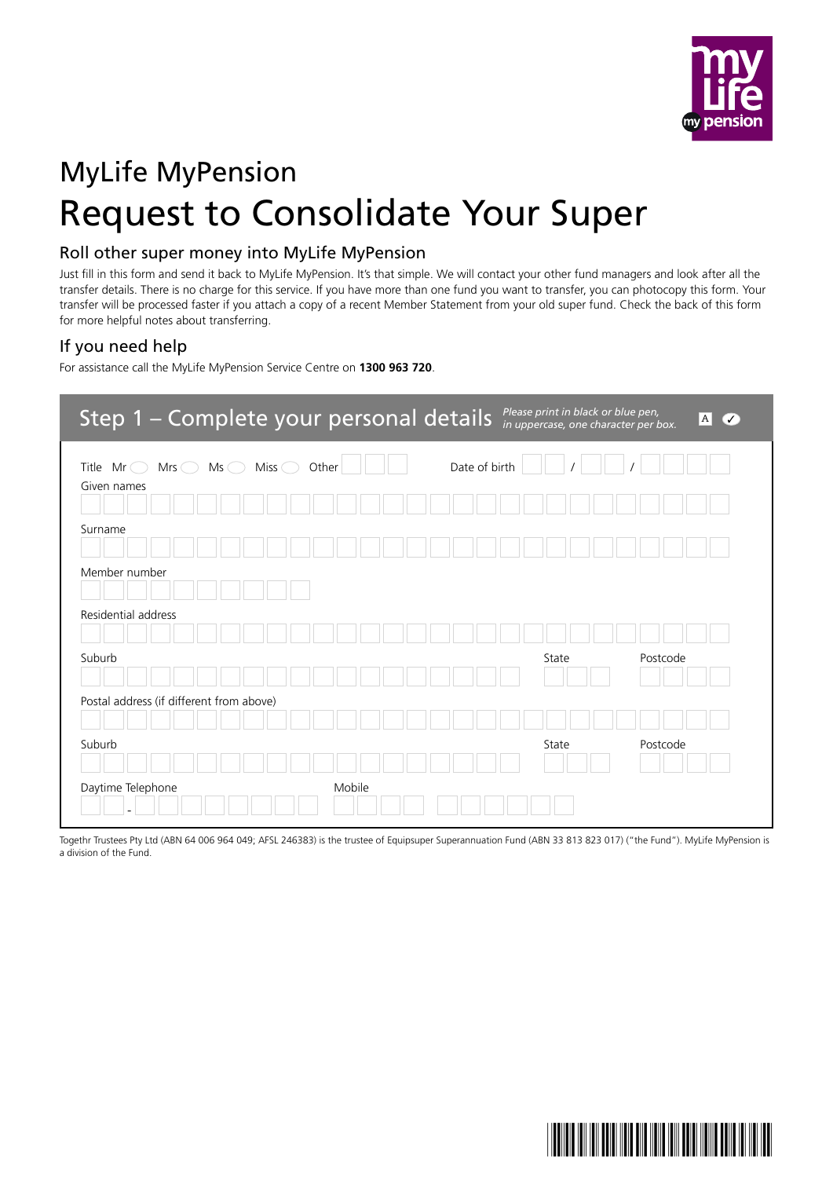# MyLife MyPension

# Request to Consolidate Your Super

## Roll other super money into MyLife MyPension

Just fill in this form and send it back to MyLife MyPension. It's that simple. We will contact your other fund managers and look after all the transfer details. There is no charge for this service. If you have more than one fund you want to transfer, you can photocopy this form. Your transfer will be processed faster if you attach a copy of a recent Member Statement from your old super fund. Check the back of this form for more helpful notes about transferring.

## If you need help

For assistance call the MyLife MyPension Service Centre on **1300 963 720**.

## Step 1 – Complete your personal details

*Please print in black or blue pen, in uppercase, one character per box.*

Title Mr ◯ Mrs ◯ Ms ◯ Miss ◯ Other ☐☐☐ Date of birth ☐☐ / ☐☐ / ☐☐☐☐

Given names

Surname

Member number

Residential address

Suburb State Postcode

Postal address (if different from above)

Suburb State Postcode

Daytime Telephone Mobile

Togethr Trustees Pty Ltd (ABN 64 006 964 049; AFSL 246383) is the trustee of Equipsuper Superannuation Fund (ABN 33 813 823 017) ("the Fund"). MyLife MyPension is a division of the Fund.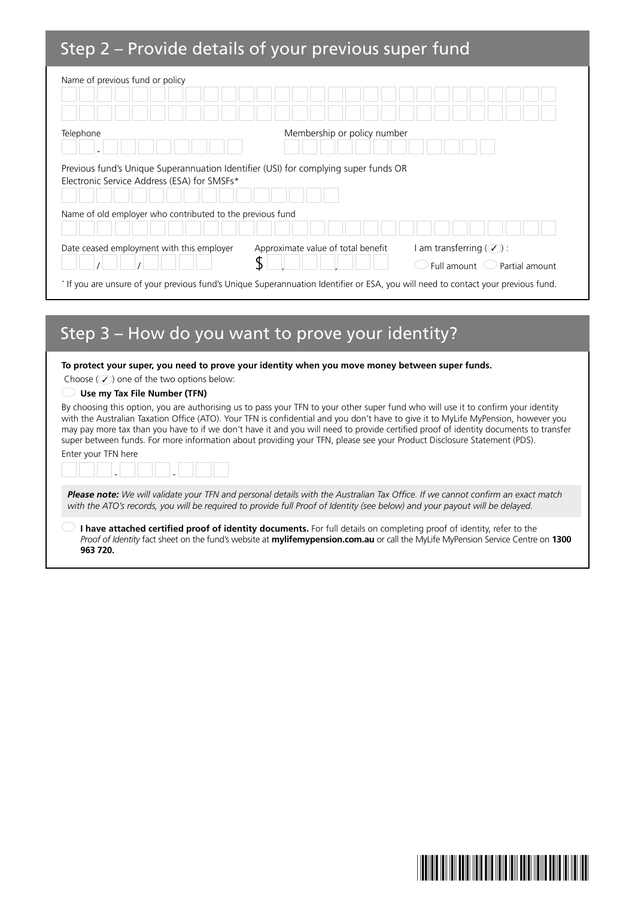## Step 2 – Provide details of your previous super fund

Name of previous fund or policy

Telephone

Membership or policy number

Previous fund's Unique Superannuation Identifier (USI) for complying super funds OR Electronic Service Address (ESA) for SMSFs*

Name of old employer who contributed to the previous fund

Date ceased employment with this employer

Approximate value of total benefit

$

I am transferring (✓) :

○ Full amount ○ Partial amount

* If you are unsure of your previous fund's Unique Superannuation Identifier or ESA, you will need to contact your previous fund.

## Step 3 – How do you want to prove your identity?

**To protect your super, you need to prove your identity when you move money between super funds.**

Choose (✓) one of the two options below:

○ **Use my Tax File Number (TFN)**

By choosing this option, you are authorising us to pass your TFN to your other super fund who will use it to confirm your identity with the Australian Taxation Office (ATO). Your TFN is confidential and you don't have to give it to MyLife MyPension, however you may pay more tax than you have to if we don't have it and you will need to provide certified proof of identity documents to transfer super between funds. For more information about providing your TFN, please see your Product Disclosure Statement (PDS).

Enter your TFN here

***Please note:*** *We will validate your TFN and personal details with the Australian Tax Office. If we cannot confirm an exact match with the ATO's records, you will be required to provide full Proof of Identity (see below) and your payout will be delayed.*

○ **I have attached certified proof of identity documents.** For full details on completing proof of identity, refer to the *Proof of Identity* fact sheet on the fund's website at **mylifemypension.com.au** or call the MyLife MyPension Service Centre on **1300 963 720.**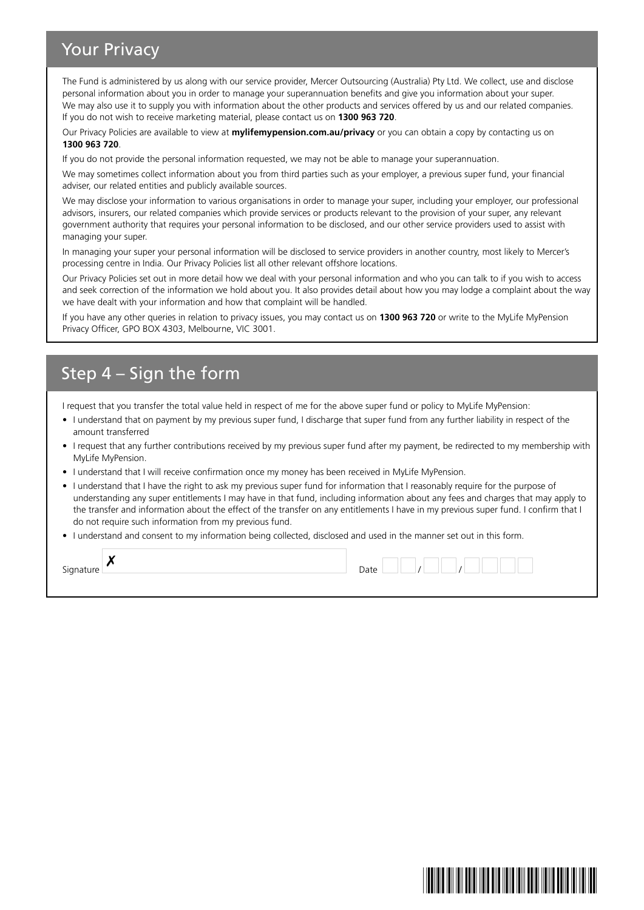## Your Privacy

The Fund is administered by us along with our service provider, Mercer Outsourcing (Australia) Pty Ltd. We collect, use and disclose personal information about you in order to manage your superannuation benefits and give you information about your super. We may also use it to supply you with information about the other products and services offered by us and our related companies. If you do not wish to receive marketing material, please contact us on **1300 963 720**.

Our Privacy Policies are available to view at **mylifemypension.com.au/privacy** or you can obtain a copy by contacting us on **1300 963 720**.

If you do not provide the personal information requested, we may not be able to manage your superannuation.

We may sometimes collect information about you from third parties such as your employer, a previous super fund, your financial adviser, our related entities and publicly available sources.

We may disclose your information to various organisations in order to manage your super, including your employer, our professional advisors, insurers, our related companies which provide services or products relevant to the provision of your super, any relevant government authority that requires your personal information to be disclosed, and our other service providers used to assist with managing your super.

In managing your super your personal information will be disclosed to service providers in another country, most likely to Mercer's processing centre in India. Our Privacy Policies list all other relevant offshore locations.

Our Privacy Policies set out in more detail how we deal with your personal information and who you can talk to if you wish to access and seek correction of the information we hold about you. It also provides detail about how you may lodge a complaint about the way we have dealt with your information and how that complaint will be handled.

If you have any other queries in relation to privacy issues, you may contact us on **1300 963 720** or write to the MyLife MyPension Privacy Officer, GPO BOX 4303, Melbourne, VIC 3001.

## Step 4 – Sign the form

I request that you transfer the total value held in respect of me for the above super fund or policy to MyLife MyPension:

- I understand that on payment by my previous super fund, I discharge that super fund from any further liability in respect of the amount transferred
- I request that any further contributions received by my previous super fund after my payment, be redirected to my membership with MyLife MyPension.
- I understand that I will receive confirmation once my money has been received in MyLife MyPension.
- I understand that I have the right to ask my previous super fund for information that I reasonably require for the purpose of understanding any super entitlements I may have in that fund, including information about any fees and charges that may apply to the transfer and information about the effect of the transfer on any entitlements I have in my previous super fund. I confirm that I do not require such information from my previous fund.
- I understand and consent to my information being collected, disclosed and used in the manner set out in this form.

Signature ✗ ____________________ Date __ __ / __ __ / __ __ __ __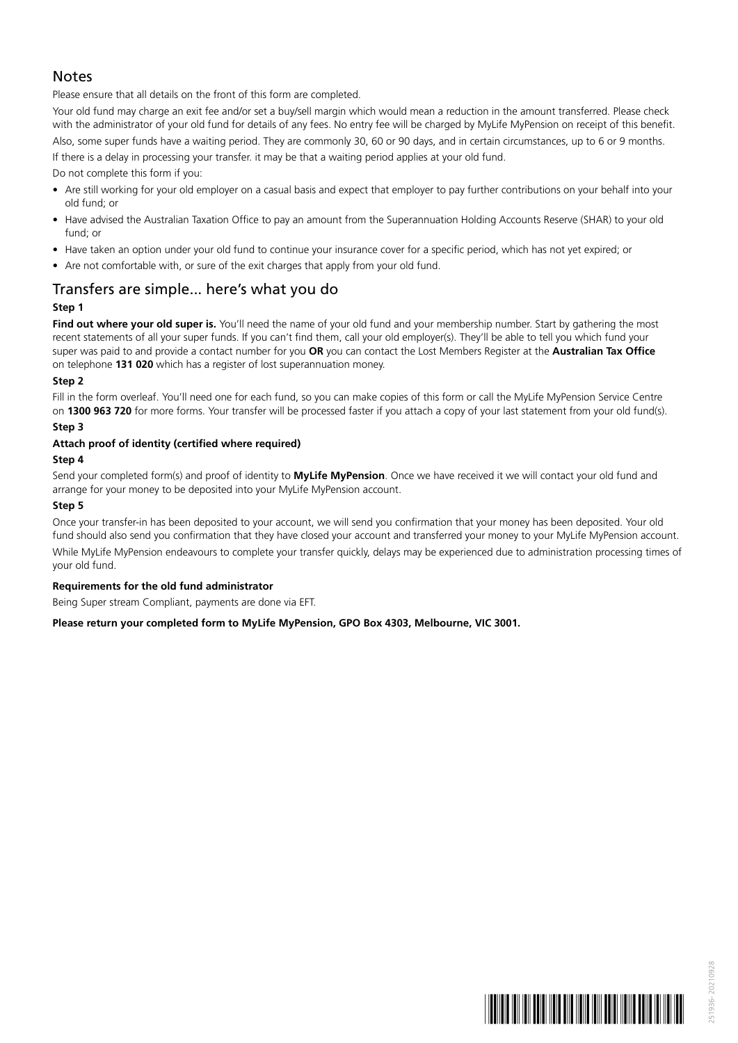## Notes

Please ensure that all details on the front of this form are completed.

Your old fund may charge an exit fee and/or set a buy/sell margin which would mean a reduction in the amount transferred. Please check with the administrator of your old fund for details of any fees. No entry fee will be charged by MyLife MyPension on receipt of this benefit.

Also, some super funds have a waiting period. They are commonly 30, 60 or 90 days, and in certain circumstances, up to 6 or 9 months.

If there is a delay in processing your transfer. it may be that a waiting period applies at your old fund.

Do not complete this form if you:

- Are still working for your old employer on a casual basis and expect that employer to pay further contributions on your behalf into your old fund; or
- Have advised the Australian Taxation Office to pay an amount from the Superannuation Holding Accounts Reserve (SHAR) to your old fund; or
- Have taken an option under your old fund to continue your insurance cover for a specific period, which has not yet expired; or
- Are not comfortable with, or sure of the exit charges that apply from your old fund.

## Transfers are simple... here's what you do

**Step 1**

**Find out where your old super is.** You'll need the name of your old fund and your membership number. Start by gathering the most recent statements of all your super funds. If you can't find them, call your old employer(s). They'll be able to tell you which fund your super was paid to and provide a contact number for you **OR** you can contact the Lost Members Register at the **Australian Tax Office** on telephone **131 020** which has a register of lost superannuation money.

**Step 2**

Fill in the form overleaf. You'll need one for each fund, so you can make copies of this form or call the MyLife MyPension Service Centre on **1300 963 720** for more forms. Your transfer will be processed faster if you attach a copy of your last statement from your old fund(s).

**Step 3**

**Attach proof of identity (certified where required)**

**Step 4**

Send your completed form(s) and proof of identity to **MyLife MyPension**. Once we have received it we will contact your old fund and arrange for your money to be deposited into your MyLife MyPension account.

**Step 5**

Once your transfer-in has been deposited to your account, we will send you confirmation that your money has been deposited. Your old fund should also send you confirmation that they have closed your account and transferred your money to your MyLife MyPension account.

While MyLife MyPension endeavours to complete your transfer quickly, delays may be experienced due to administration processing times of your old fund.

**Requirements for the old fund administrator**

Being Super stream Compliant, payments are done via EFT.

**Please return your completed form to MyLife MyPension, GPO Box 4303, Melbourne, VIC 3001.**

251936-20210928